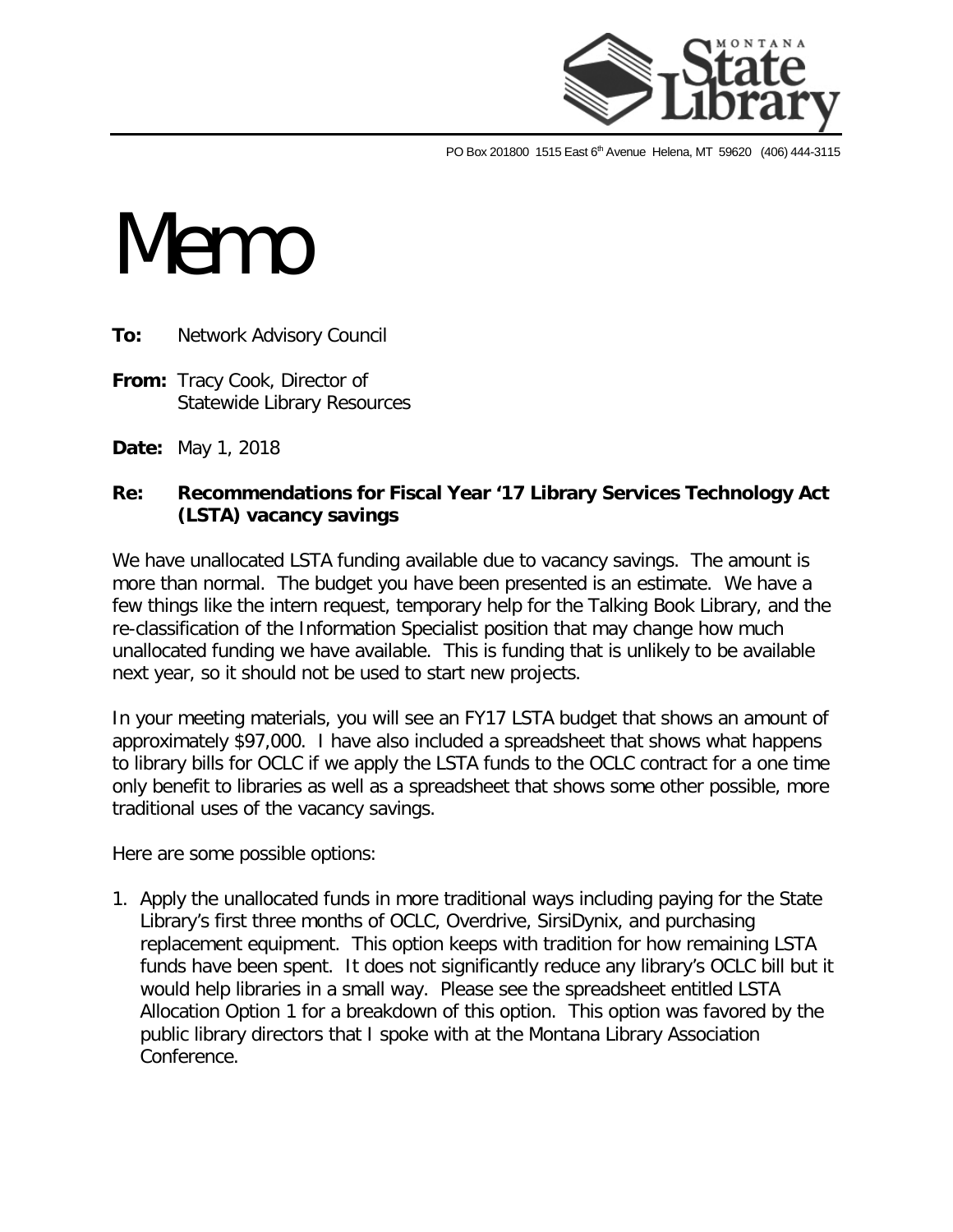PO Box 201800 1515 East 6th Avenue Helena, MT 59620 (406) 444-3115

# Memo

**To:** Network Advisory Council

**From:** Tracy Cook, Director of Statewide Library Resources

**Date:** May 1, 2018

**Re: Recommendations for Fiscal Year '17 Library Services Technology Act (LSTA) vacancy savings**

We have unallocated LSTA funding available due to vacancy savings. The amount is more than normal. The budget you have been presented is an estimate. We have a few things like the intern request, temporary help for the Talking Book Library, and the re-classification of the Information Specialist position that may change how much unallocated funding we have available. This is funding that is unlikely to be available next year, so it should not be used to start new projects.

In your meeting materials, you will see an FY17 LSTA budget that shows an amount of approximately $97,000. I have also included a spreadsheet that shows what happens to library bills for OCLC if we apply the LSTA funds to the OCLC contract for a one time only benefit to libraries as well as a spreadsheet that shows some other possible, more traditional uses of the vacancy savings.

Here are some possible options:

1. Apply the unallocated funds in more traditional ways including paying for the State Library's first three months of OCLC, Overdrive, SirsiDynix, and purchasing replacement equipment. This option keeps with tradition for how remaining LSTA funds have been spent. It does not significantly reduce any library's OCLC bill but it would help libraries in a small way. Please see the spreadsheet entitled LSTA Allocation Option 1 for a breakdown of this option. This option was favored by the public library directors that I spoke with at the Montana Library Association Conference.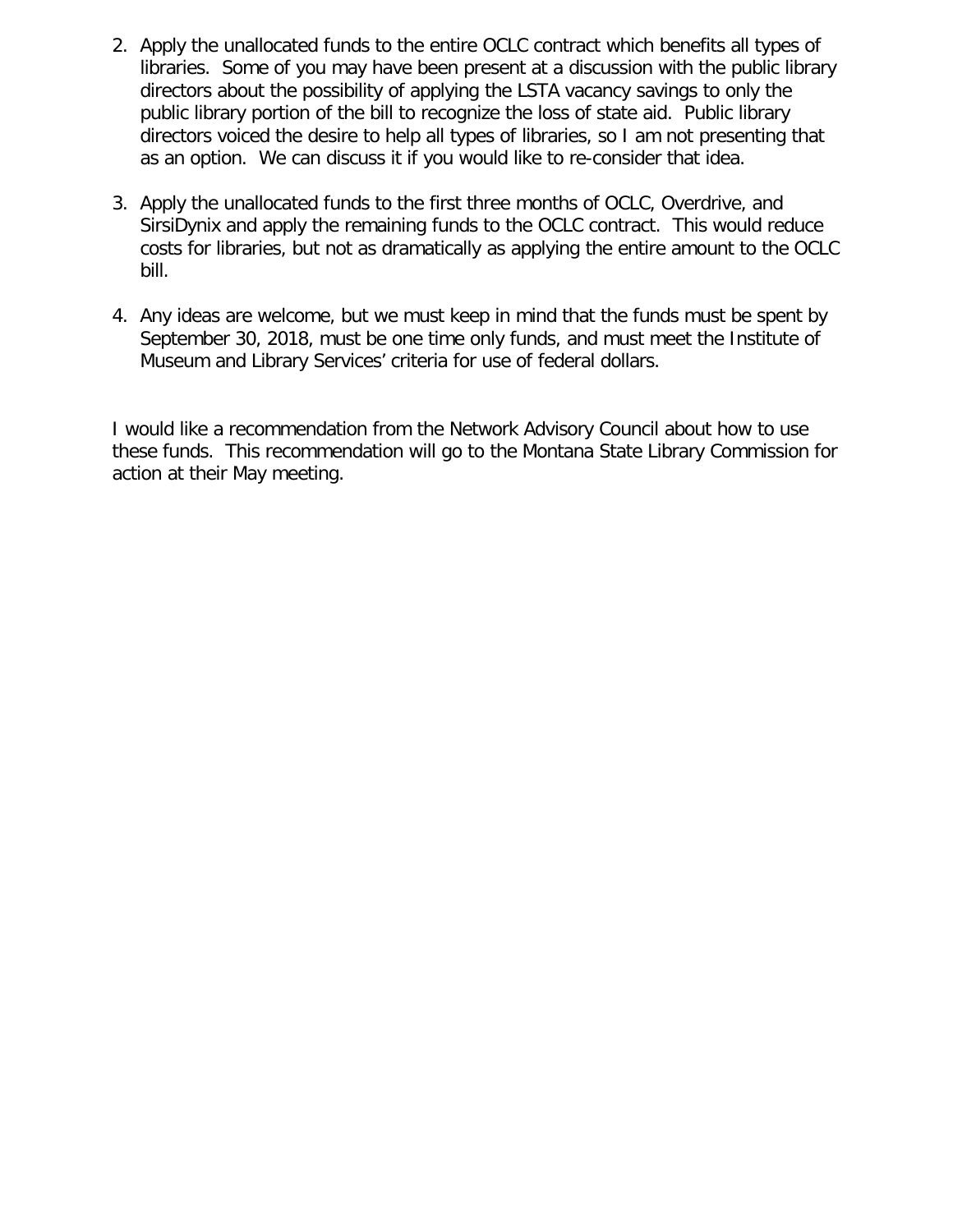2. Apply the unallocated funds to the entire OCLC contract which benefits all types of libraries. Some of you may have been present at a discussion with the public library directors about the possibility of applying the LSTA vacancy savings to only the public library portion of the bill to recognize the loss of state aid. Public library directors voiced the desire to help all types of libraries, so I am not presenting that as an option. We can discuss it if you would like to re-consider that idea.

3. Apply the unallocated funds to the first three months of OCLC, Overdrive, and SirsiDynix and apply the remaining funds to the OCLC contract. This would reduce costs for libraries, but not as dramatically as applying the entire amount to the OCLC bill.

4. Any ideas are welcome, but we must keep in mind that the funds must be spent by September 30, 2018, must be one time only funds, and must meet the Institute of Museum and Library Services' criteria for use of federal dollars.

I would like a recommendation from the Network Advisory Council about how to use these funds. This recommendation will go to the Montana State Library Commission for action at their May meeting.